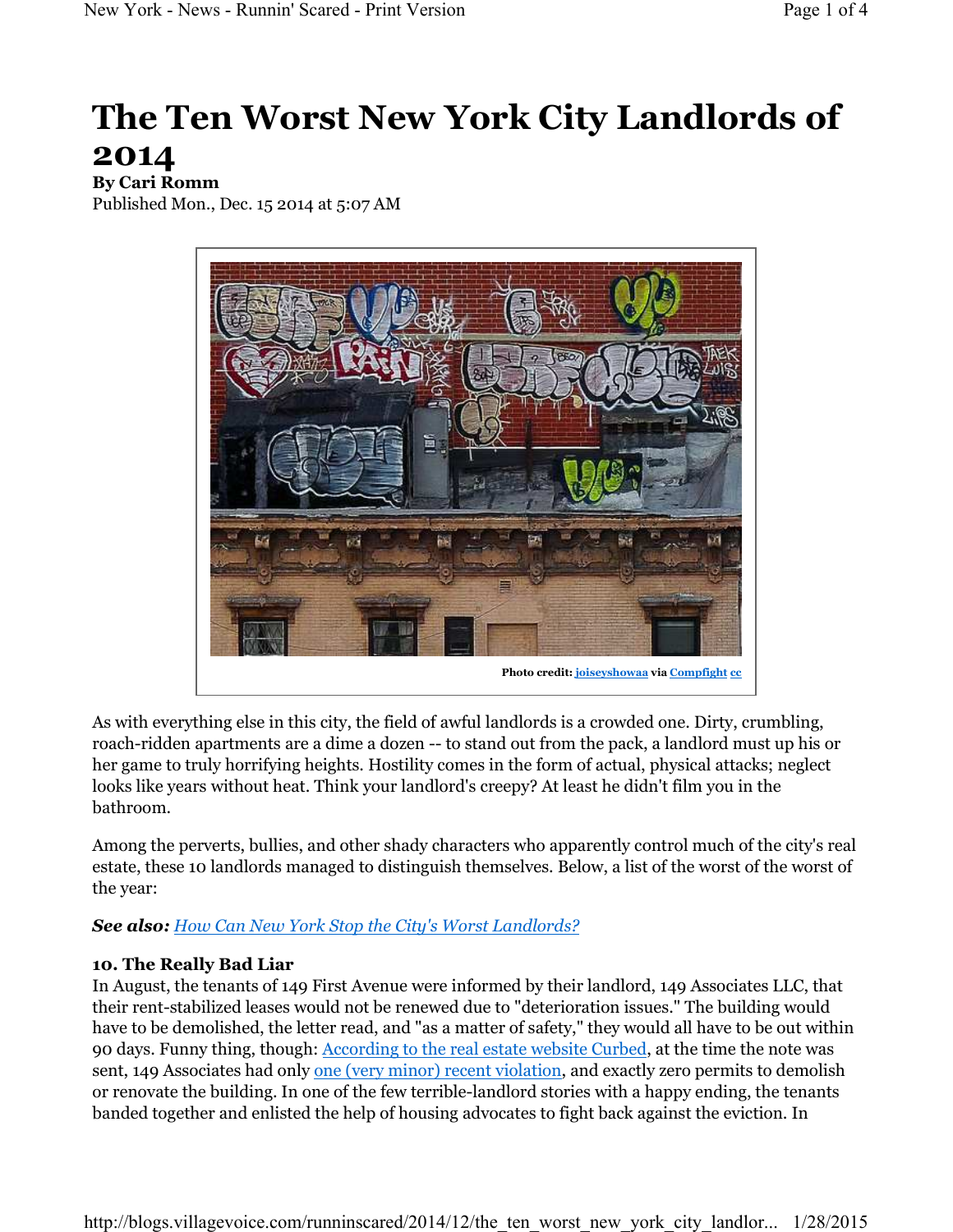# The Ten Worst New York City Landlords of 2014

**By Cari Romm**

Published Mon., Dec. 15 2014 at 5:07 AM

Photo credit: joiseyshowaa via Compfight cc

As with everything else in this city, the field of awful landlords is a crowded one. Dirty, crumbling, roach-ridden apartments are a dime a dozen -- to stand out from the pack, a landlord must up his or her game to truly horrifying heights. Hostility comes in the form of actual, physical attacks; neglect looks like years without heat. Think your landlord's creepy? At least he didn't film you in the bathroom.

Among the perverts, bullies, and other shady characters who apparently control much of the city's real estate, these 10 landlords managed to distinguish themselves. Below, a list of the worst of the worst of the year:

***See also:*** *How Can New York Stop the City's Worst Landlords?*

**10. The Really Bad Liar**

In August, the tenants of 149 First Avenue were informed by their landlord, 149 Associates LLC, that their rent-stabilized leases would not be renewed due to "deterioration issues." The building would have to be demolished, the letter read, and "as a matter of safety," they would all have to be out within 90 days. Funny thing, though: According to the real estate website Curbed, at the time the note was sent, 149 Associates had only one (very minor) recent violation, and exactly zero permits to demolish or renovate the building. In one of the few terrible-landlord stories with a happy ending, the tenants banded together and enlisted the help of housing advocates to fight back against the eviction. In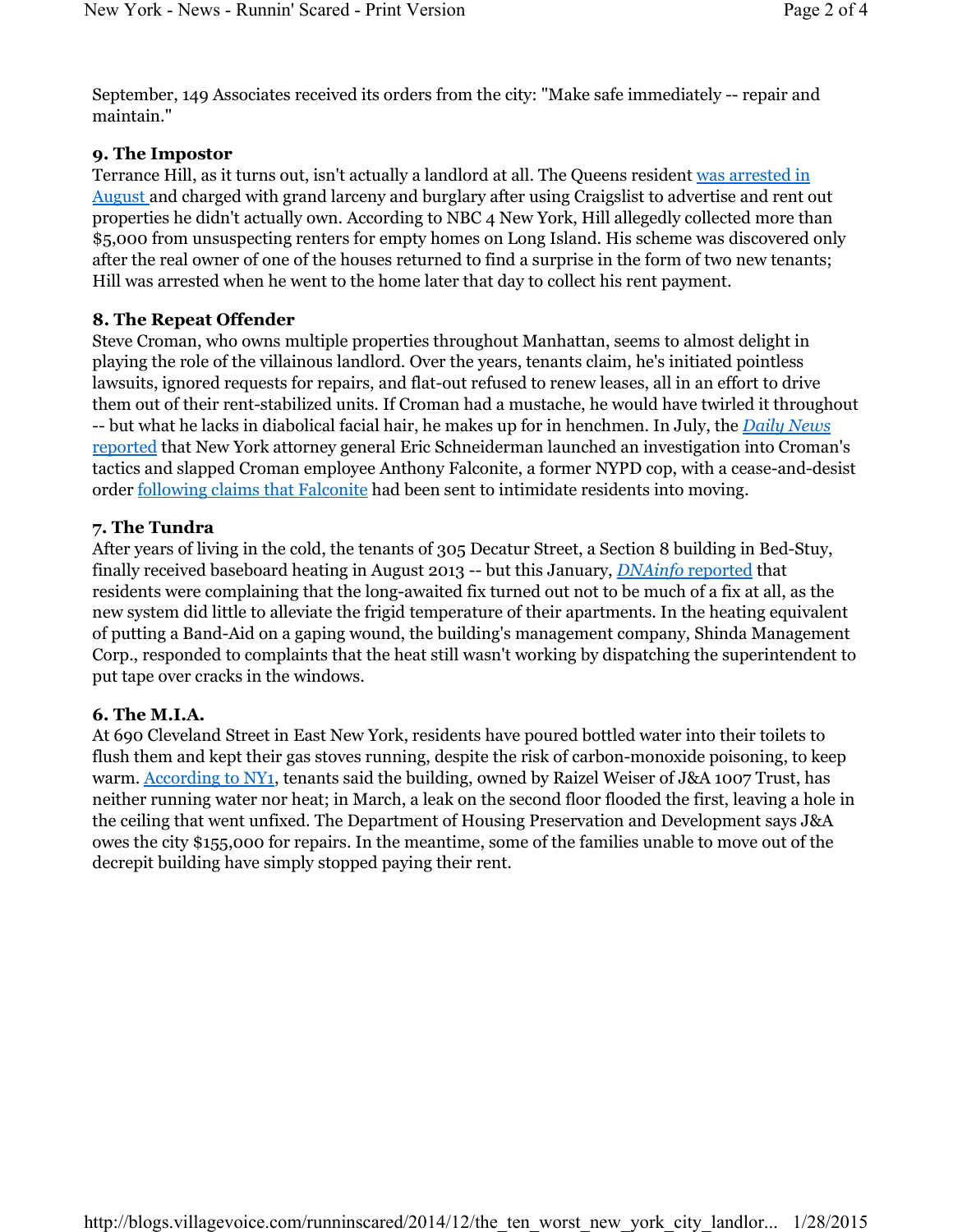September, 149 Associates received its orders from the city: "Make safe immediately -- repair and maintain."

### 9. The Impostor

Terrance Hill, as it turns out, isn't actually a landlord at all. The Queens resident was arrested in August and charged with grand larceny and burglary after using Craigslist to advertise and rent out properties he didn't actually own. According to NBC 4 New York, Hill allegedly collected more than $5,000 from unsuspecting renters for empty homes on Long Island. His scheme was discovered only after the real owner of one of the houses returned to find a surprise in the form of two new tenants; Hill was arrested when he went to the home later that day to collect his rent payment.

### 8. The Repeat Offender

Steve Croman, who owns multiple properties throughout Manhattan, seems to almost delight in playing the role of the villainous landlord. Over the years, tenants claim, he's initiated pointless lawsuits, ignored requests for repairs, and flat-out refused to renew leases, all in an effort to drive them out of their rent-stabilized units. If Croman had a mustache, he would have twirled it throughout -- but what he lacks in diabolical facial hair, he makes up for in henchmen. In July, the *Daily News* reported that New York attorney general Eric Schneiderman launched an investigation into Croman's tactics and slapped Croman employee Anthony Falconite, a former NYPD cop, with a cease-and-desist order following claims that Falconite had been sent to intimidate residents into moving.

### 7. The Tundra

After years of living in the cold, the tenants of 305 Decatur Street, a Section 8 building in Bed-Stuy, finally received baseboard heating in August 2013 -- but this January, *DNAinfo* reported that residents were complaining that the long-awaited fix turned out not to be much of a fix at all, as the new system did little to alleviate the frigid temperature of their apartments. In the heating equivalent of putting a Band-Aid on a gaping wound, the building's management company, Shinda Management Corp., responded to complaints that the heat still wasn't working by dispatching the superintendent to put tape over cracks in the windows.

### 6. The M.I.A.

At 690 Cleveland Street in East New York, residents have poured bottled water into their toilets to flush them and kept their gas stoves running, despite the risk of carbon-monoxide poisoning, to keep warm. According to NY1, tenants said the building, owned by Raizel Weiser of J&A 1007 Trust, has neither running water nor heat; in March, a leak on the second floor flooded the first, leaving a hole in the ceiling that went unfixed. The Department of Housing Preservation and Development says J&A owes the city $155,000 for repairs. In the meantime, some of the families unable to move out of the decrepit building have simply stopped paying their rent.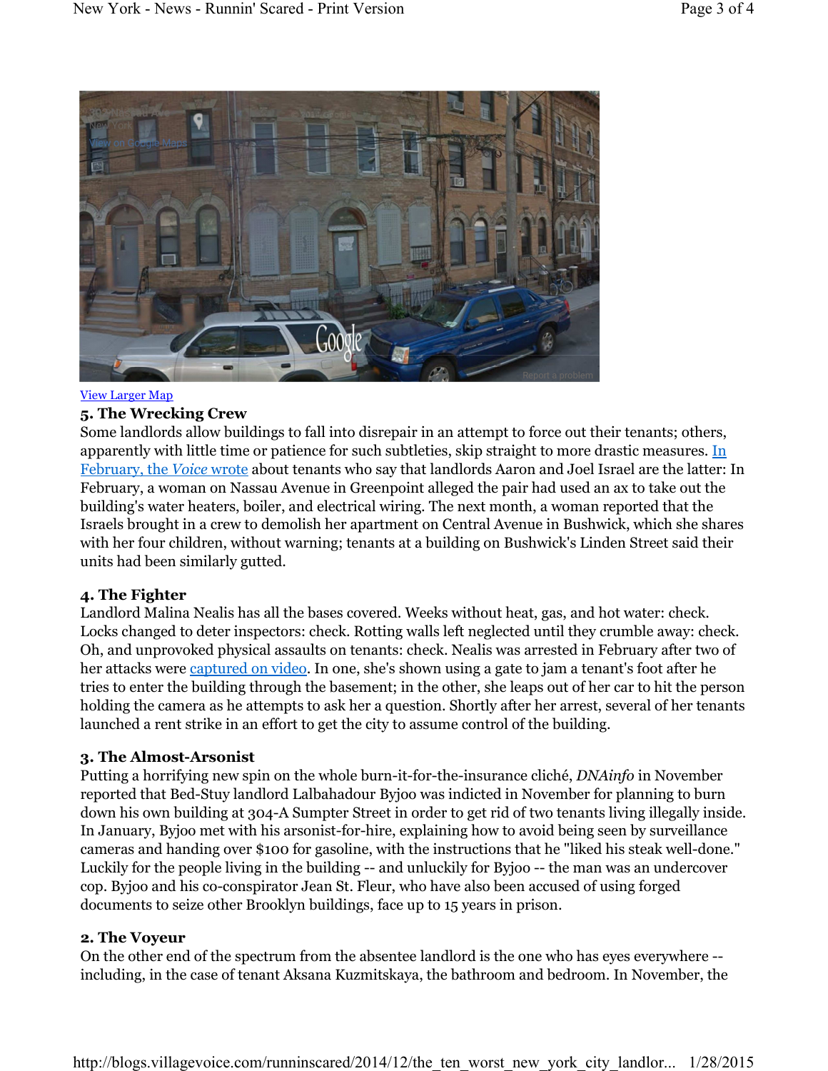[View Larger Map](#)

### 5. The Wrecking Crew

Some landlords allow buildings to fall into disrepair in an attempt to force out their tenants; others, apparently with little time or patience for such subtleties, skip straight to more drastic measures. [In February, the *Voice* wrote](#) about tenants who say that landlords Aaron and Joel Israel are the latter: In February, a woman on Nassau Avenue in Greenpoint alleged the pair had used an ax to take out the building's water heaters, boiler, and electrical wiring. The next month, a woman reported that the Israels brought in a crew to demolish her apartment on Central Avenue in Bushwick, which she shares with her four children, without warning; tenants at a building on Bushwick's Linden Street said their units had been similarly gutted.

### 4. The Fighter

Landlord Malina Nealis has all the bases covered. Weeks without heat, gas, and hot water: check. Locks changed to deter inspectors: check. Rotting walls left neglected until they crumble away: check. Oh, and unprovoked physical assaults on tenants: check. Nealis was arrested in February after two of her attacks were [captured on video](#). In one, she's shown using a gate to jam a tenant's foot after he tries to enter the building through the basement; in the other, she leaps out of her car to hit the person holding the camera as he attempts to ask her a question. Shortly after her arrest, several of her tenants launched a rent strike in an effort to get the city to assume control of the building.

### 3. The Almost-Arsonist

Putting a horrifying new spin on the whole burn-it-for-the-insurance cliché, *DNAinfo* in November reported that Bed-Stuy landlord Lalbahadour Byjoo was indicted in November for planning to burn down his own building at 304-A Sumpter Street in order to get rid of two tenants living illegally inside. In January, Byjoo met with his arsonist-for-hire, explaining how to avoid being seen by surveillance cameras and handing over $100 for gasoline, with the instructions that he "liked his steak well-done." Luckily for the people living in the building -- and unluckily for Byjoo -- the man was an undercover cop. Byjoo and his co-conspirator Jean St. Fleur, who have also been accused of using forged documents to seize other Brooklyn buildings, face up to 15 years in prison.

### 2. The Voyeur

On the other end of the spectrum from the absentee landlord is the one who has eyes everywhere -- including, in the case of tenant Aksana Kuzmitskaya, the bathroom and bedroom. In November, the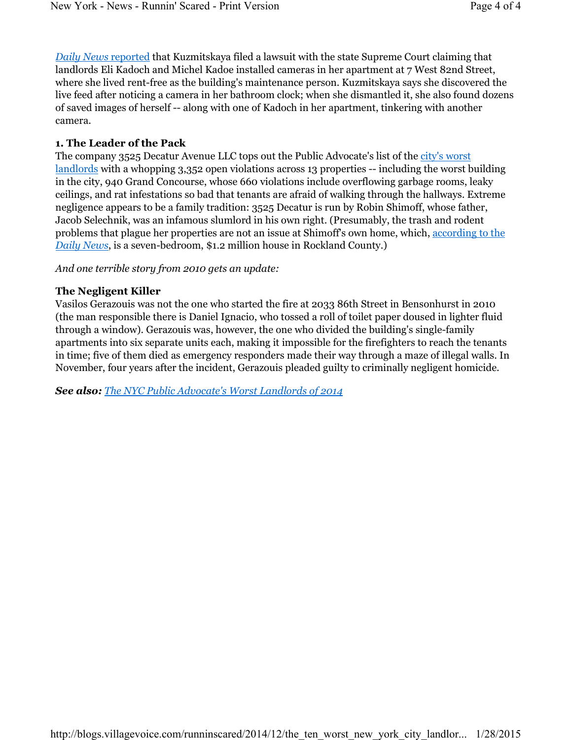*Daily News* reported that Kuzmitskaya filed a lawsuit with the state Supreme Court claiming that landlords Eli Kadoch and Michel Kadoe installed cameras in her apartment at 7 West 82nd Street, where she lived rent-free as the building's maintenance person. Kuzmitskaya says she discovered the live feed after noticing a camera in her bathroom clock; when she dismantled it, she also found dozens of saved images of herself -- along with one of Kadoch in her apartment, tinkering with another camera.

**1. The Leader of the Pack**

The company 3525 Decatur Avenue LLC tops out the Public Advocate's list of the city's worst landlords with a whopping 3,352 open violations across 13 properties -- including the worst building in the city, 940 Grand Concourse, whose 660 violations include overflowing garbage rooms, leaky ceilings, and rat infestations so bad that tenants are afraid of walking through the hallways. Extreme negligence appears to be a family tradition: 3525 Decatur is run by Robin Shimoff, whose father, Jacob Selechnik, was an infamous slumlord in his own right. (Presumably, the trash and rodent problems that plague her properties are not an issue at Shimoff's own home, which, according to the *Daily News*, is a seven-bedroom, $1.2 million house in Rockland County.)

*And one terrible story from 2010 gets an update:*

**The Negligent Killer**

Vasilos Gerazouis was not the one who started the fire at 2033 86th Street in Bensonhurst in 2010 (the man responsible there is Daniel Ignacio, who tossed a roll of toilet paper doused in lighter fluid through a window). Gerazouis was, however, the one who divided the building's single-family apartments into six separate units each, making it impossible for the firefighters to reach the tenants in time; five of them died as emergency responders made their way through a maze of illegal walls. In November, four years after the incident, Gerazouis pleaded guilty to criminally negligent homicide.

***See also:*** *The NYC Public Advocate's Worst Landlords of 2014*